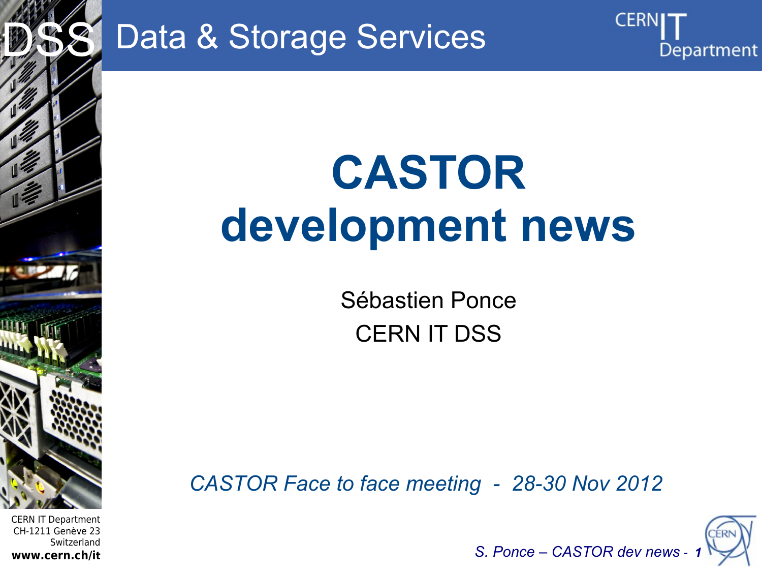# CASTOR development news

Sébastien Ponce

CERN IT DSS

*CASTOR Face to face meeting - 28-30 Nov 2012*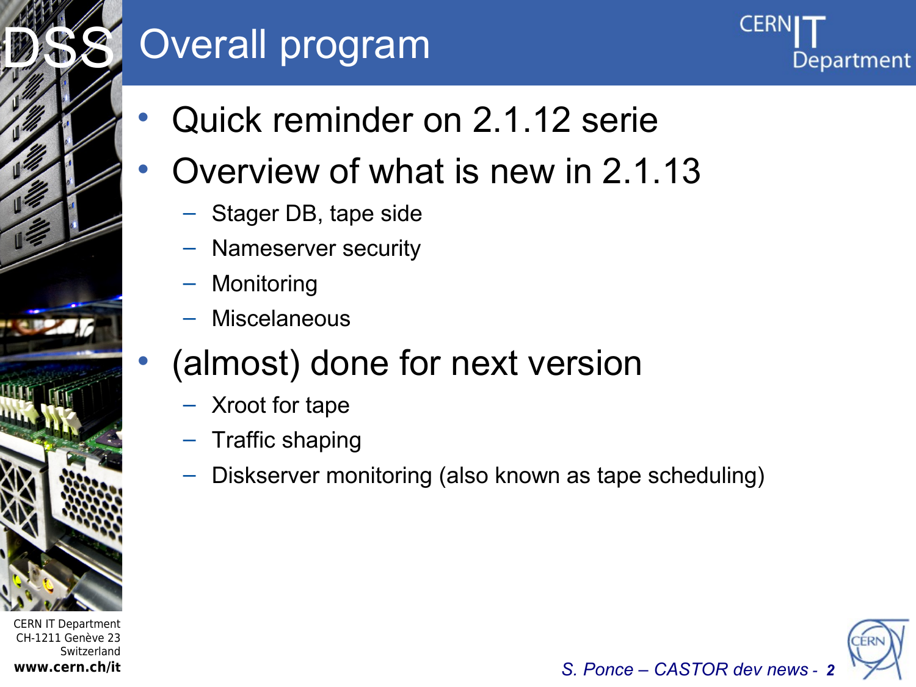# Overall program

- Quick reminder on 2.1.12 serie
- Overview of what is new in 2.1.13
  - Stager DB, tape side
  - Nameserver security
  - Monitoring
  - Miscelaneous
- (almost) done for next version
  - Xroot for tape
  - Traffic shaping
  - Diskserver monitoring (also known as tape scheduling)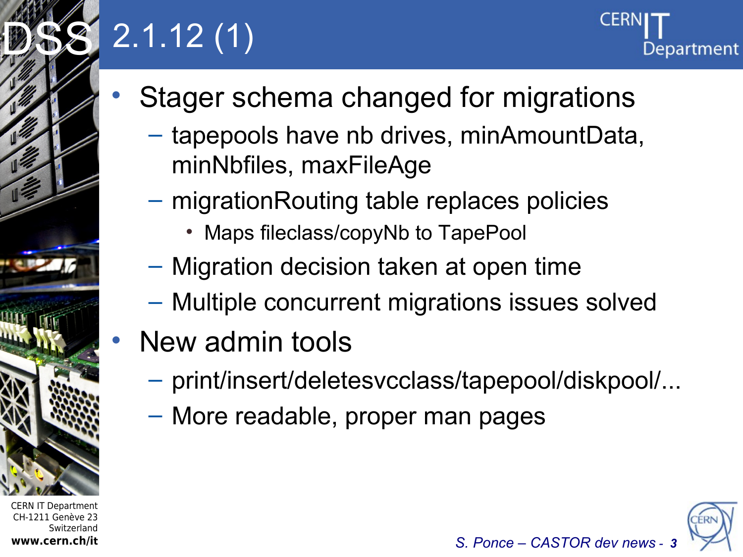# 2.1.12 (1)

- Stager schema changed for migrations
  - tapepools have nb drives, minAmountData, minNbfiles, maxFileAge
  - migrationRouting table replaces policies
    - Maps fileclass/copyNb to TapePool
  - Migration decision taken at open time
  - Multiple concurrent migrations issues solved
- New admin tools
  - print/insert/deletesvcclass/tapepool/diskpool/...
  - More readable, proper man pages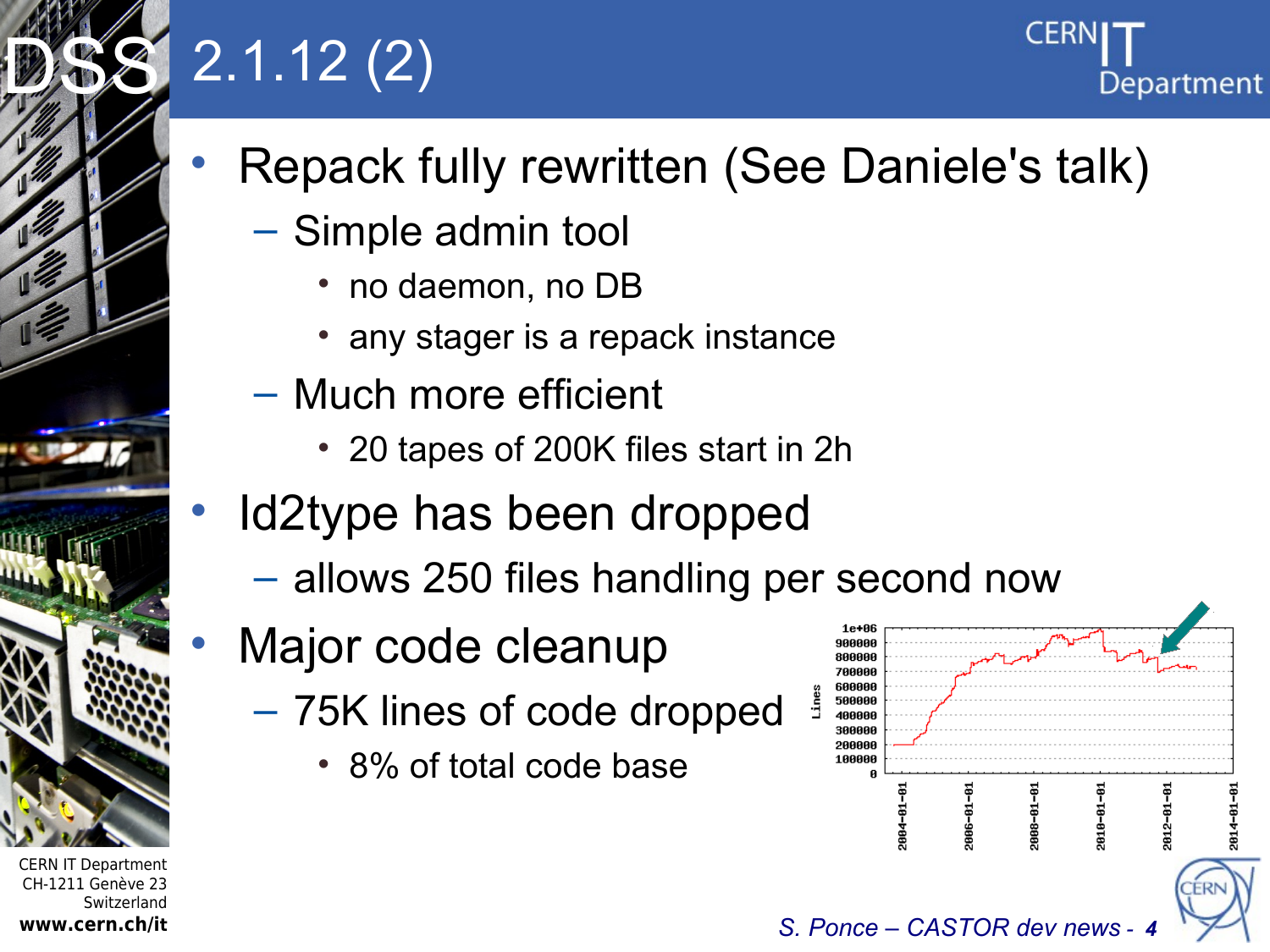# 2.1.12 (2)

- Repack fully rewritten (See Daniele's talk)
  - Simple admin tool
    - no daemon, no DB
    - any stager is a repack instance
  - Much more efficient
    - 20 tapes of 200K files start in 2h
- Id2type has been dropped
  - allows 250 files handling per second now
- Major code cleanup
  - 75K lines of code dropped
    - 8% of total code base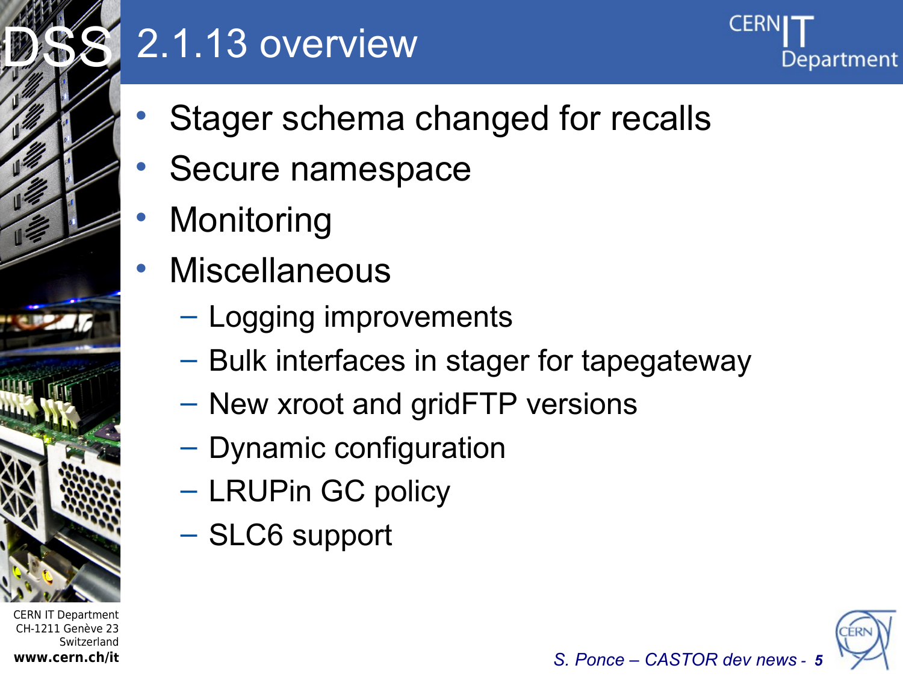# 2.1.13 overview

- Stager schema changed for recalls
- Secure namespace
- Monitoring
- Miscellaneous
  - Logging improvements
  - Bulk interfaces in stager for tapegateway
  - New xroot and gridFTP versions
  - Dynamic configuration
  - LRUPin GC policy
  - SLC6 support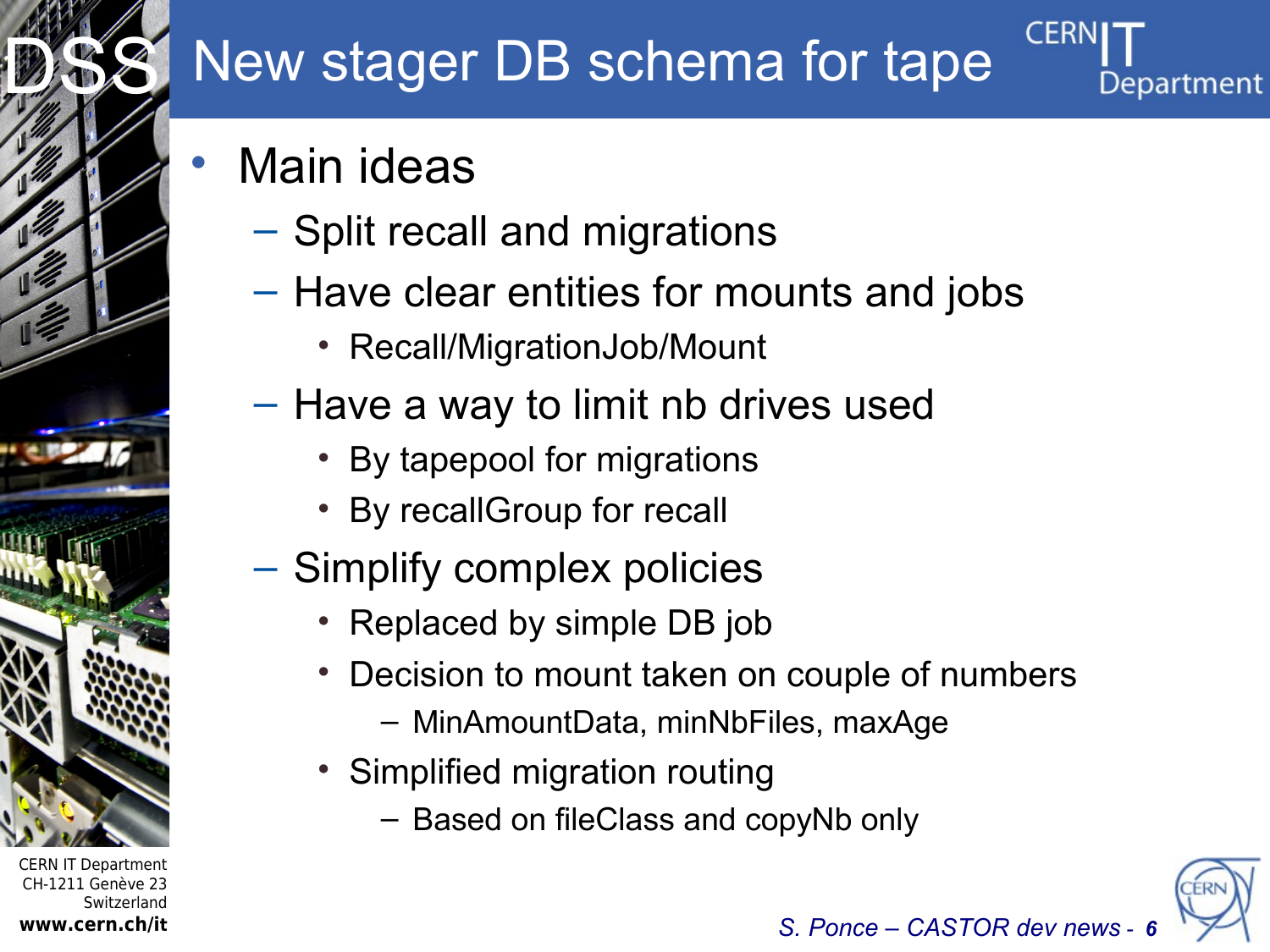# New stager DB schema for tape

- Main ideas
  - Split recall and migrations
  - Have clear entities for mounts and jobs
    - Recall/MigrationJob/Mount
  - Have a way to limit nb drives used
    - By tapepool for migrations
    - By recallGroup for recall
  - Simplify complex policies
    - Replaced by simple DB job
    - Decision to mount taken on couple of numbers
      - MinAmountData, minNbFiles, maxAge
    - Simplified migration routing
      - Based on fileClass and copyNb only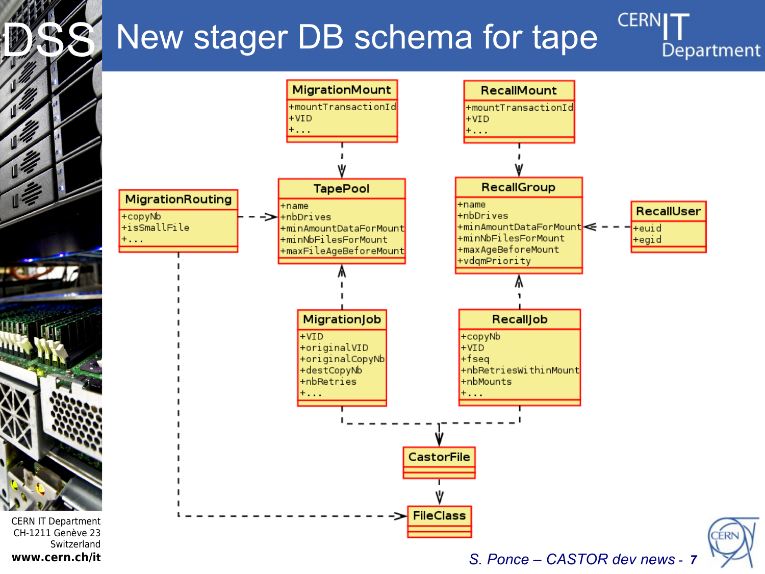# New stager DB schema for tape

**MigrationMount**
- +mountTransactionId
- +VID
- +...

**RecallMount**
- +mountTransactionId
- +VID
- +...

**MigrationRouting**
- +copyNb
- +isSmallFile
- +...

**TapePool**
- +name
- +nbDrives
- +minAmountDataForMount
- +minNbFilesForMount
- +maxFileAgeBeforeMount

**RecallGroup**
- +name
- +nbDrives
- +minAmountDataForMount
- +minNbFilesForMount
- +maxAgeBeforeMount
- +vdqmPriority

**RecallUser**
- +euid
- +egid

**MigrationJob**
- +VID
- +originalVID
- +originalCopyNb
- +destCopyNb
- +nbRetries
- +...

**RecallJob**
- +copyNb
- +VID
- +fseq
- +nbRetriesWithinMount
- +nbMounts
- +...

**CastorFile**

**FileClass**

Relationships (dashed arrows):
- MigrationMount → TapePool
- RecallMount → RecallGroup
- MigrationRouting → TapePool
- MigrationRouting → FileClass
- RecallUser → RecallGroup
- MigrationJob → TapePool
- RecallJob → RecallGroup
- MigrationJob → CastorFile
- RecallJob → CastorFile
- CastorFile → FileClass

*S. Ponce – CASTOR dev news*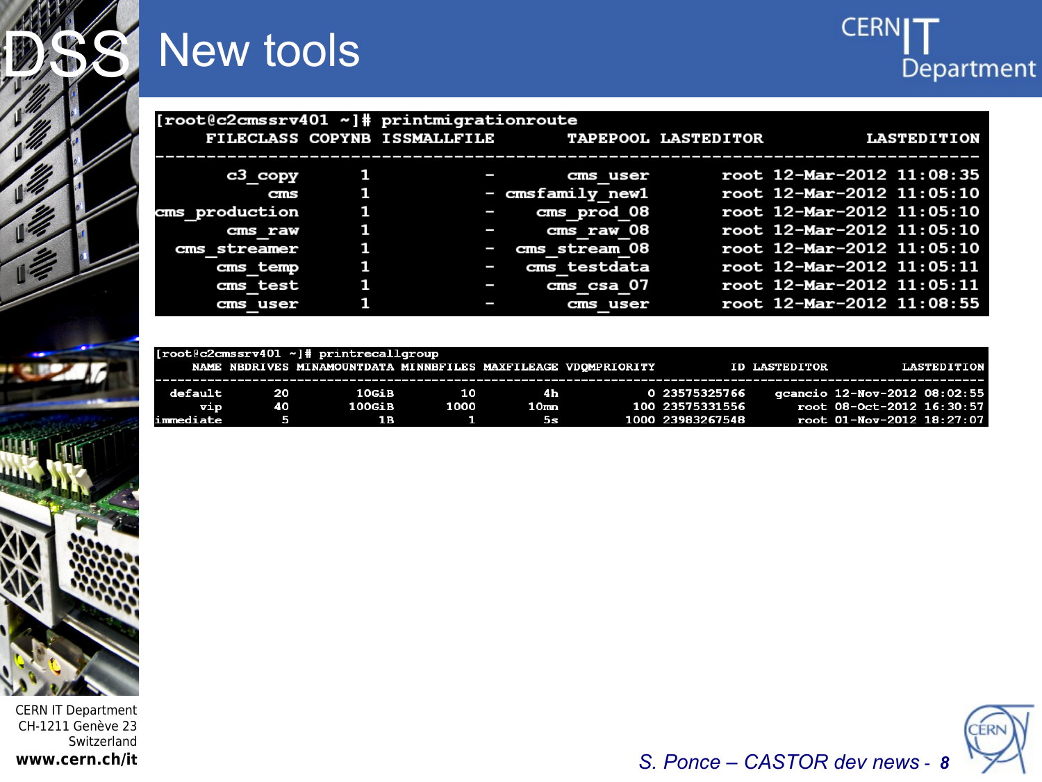# New tools

```
[root@c2cmssrv401 ~]# printmigrationroute
     FILECLASS COPYNB ISSMALLFILE        TAPEPOOL LASTEDITOR          LASTEDITION
----------------------------------------------------------------------------------
       c3_copy      1           -        cms_user       root 12-Mar-2012 11:08:35
           cms      1           - cmsfamily_new1       root 12-Mar-2012 11:05:10
cms_production      1           -     cms_prod_08       root 12-Mar-2012 11:05:10
       cms_raw      1           -      cms_raw_08       root 12-Mar-2012 11:05:10
   cms_streamer     1           -   cms_stream_08       root 12-Mar-2012 11:05:10
      cms_temp      1           -    cms_testdata       root 12-Mar-2012 11:05:11
      cms_test      1           -      cms_csa_07       root 12-Mar-2012 11:05:11
      cms_user      1           -        cms_user       root 12-Mar-2012 11:08:55
```

```
[root@c2cmssrv401 ~]# printrecallgroup
     NAME NBDRIVES MINAMOUNTDATA MINNBFILES MAXFILEAGE VDQMPRIORITY          ID LASTEDITOR          LASTEDITION
-------------------------------------------------------------------------------------------------------------------
  default       20         10GiB         10         4h            0 23575325766    gcancio 12-Nov-2012 08:02:55
      vip       40        100GiB       1000       10mn          100 23575331556       root 08-Oct-2012 16:30:57
immediate        5            1B          1         5s         1000 23983267548       root 01-Nov-2012 18:27:07
```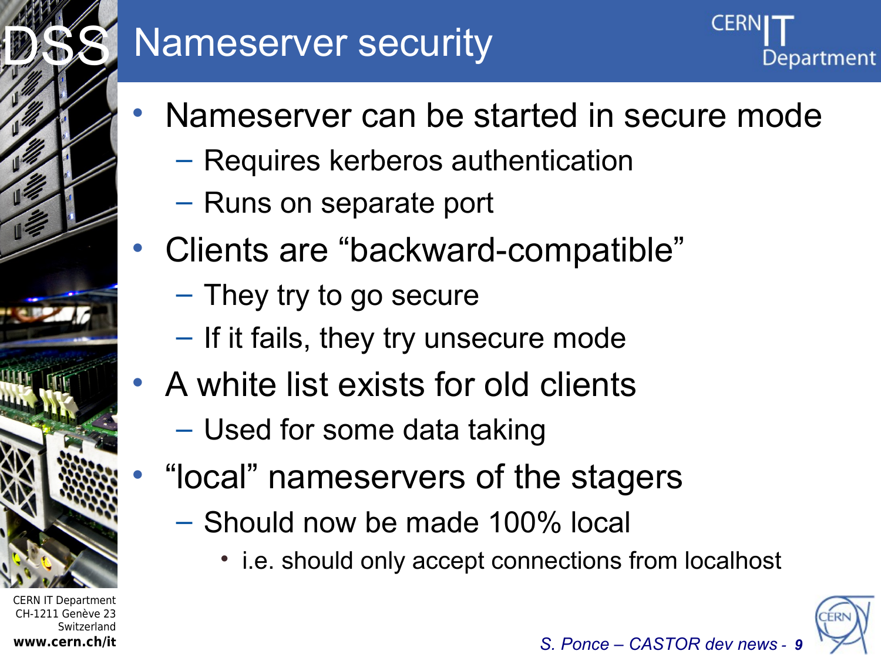# Nameserver security

- Nameserver can be started in secure mode
  - Requires kerberos authentication
  - Runs on separate port
- Clients are “backward-compatible”
  - They try to go secure
  - If it fails, they try unsecure mode
- A white list exists for old clients
  - Used for some data taking
- “local” nameservers of the stagers
  - Should now be made 100% local
    - i.e. should only accept connections from localhost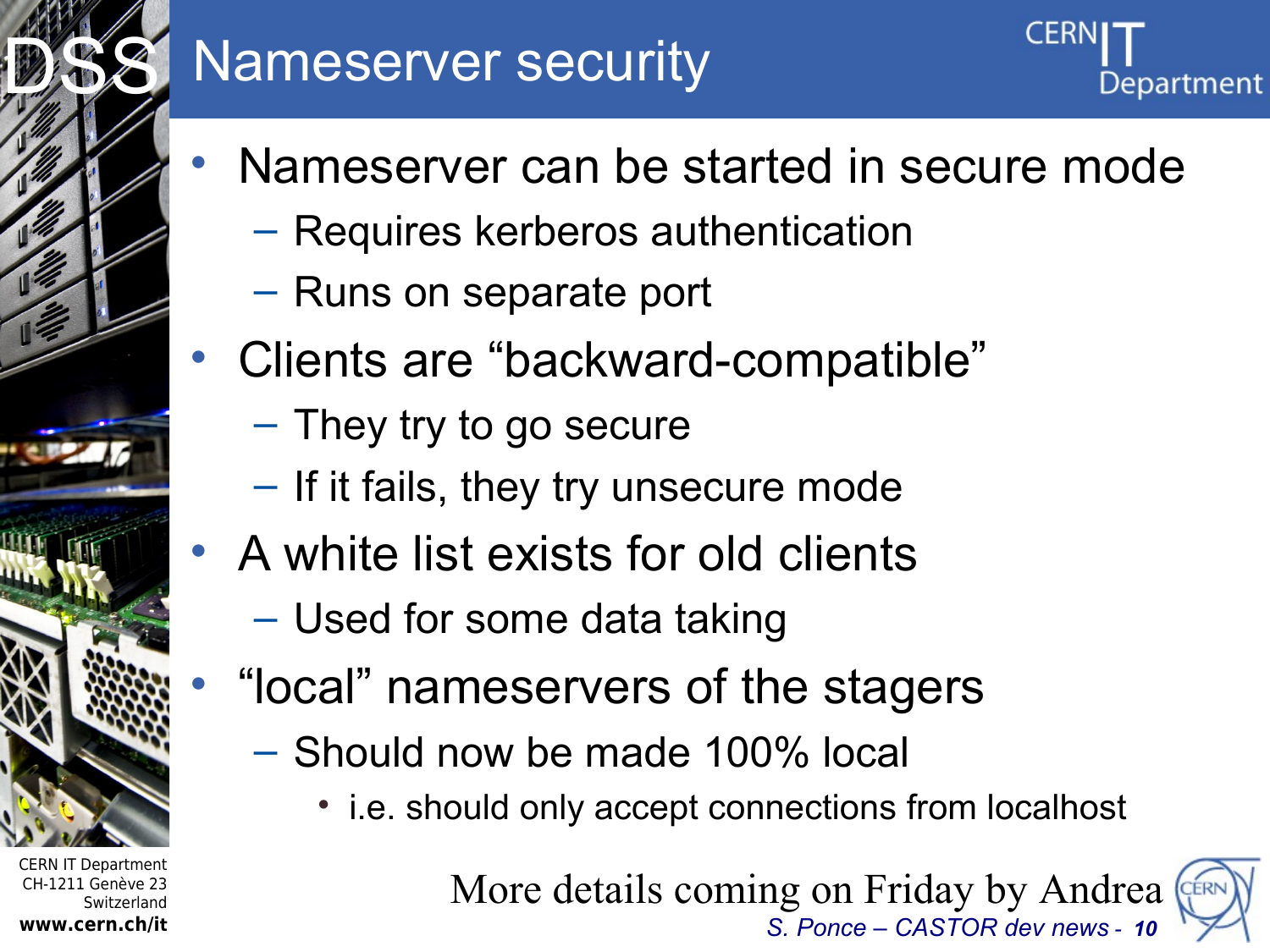# Nameserver security

- Nameserver can be started in secure mode
  - Requires kerberos authentication
  - Runs on separate port
- Clients are “backward-compatible”
  - They try to go secure
  - If it fails, they try unsecure mode
- A white list exists for old clients
  - Used for some data taking
- “local” nameservers of the stagers
  - Should now be made 100% local
    - i.e. should only accept connections from localhost

More details coming on Friday by Andrea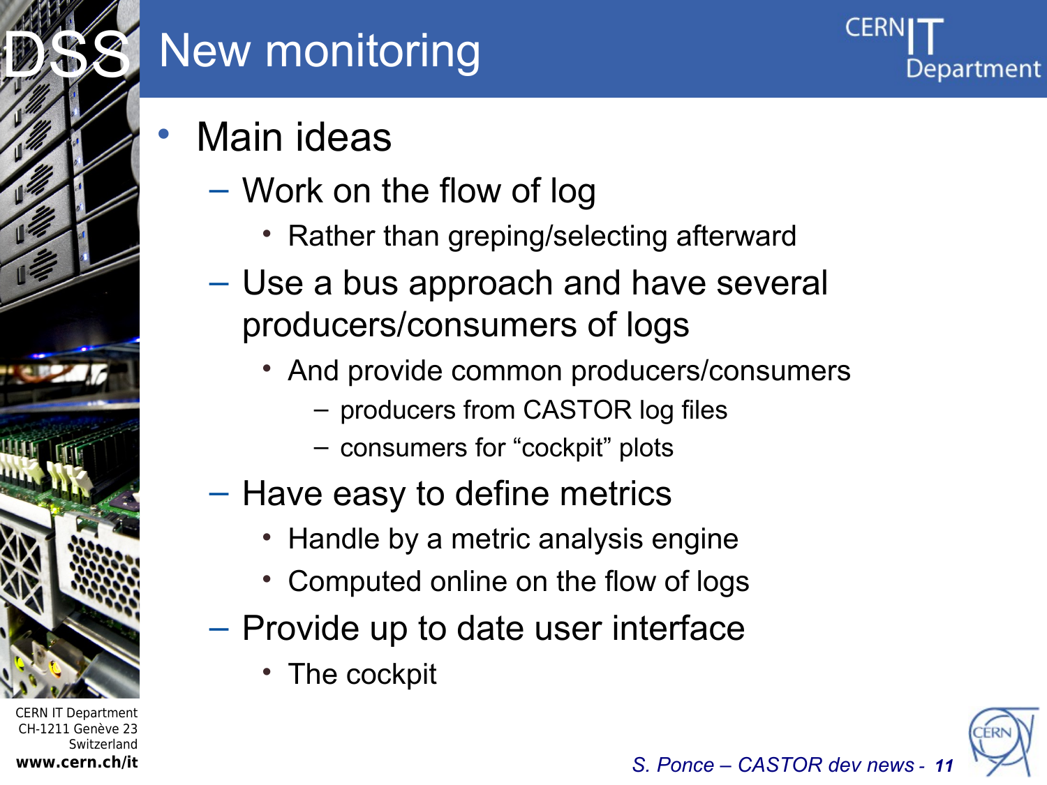# New monitoring

- Main ideas
  - Work on the flow of log
    - Rather than greping/selecting afterward
  - Use a bus approach and have several producers/consumers of logs
    - And provide common producers/consumers
      - producers from CASTOR log files
      - consumers for “cockpit” plots
  - Have easy to define metrics
    - Handle by a metric analysis engine
    - Computed online on the flow of logs
  - Provide up to date user interface
    - The cockpit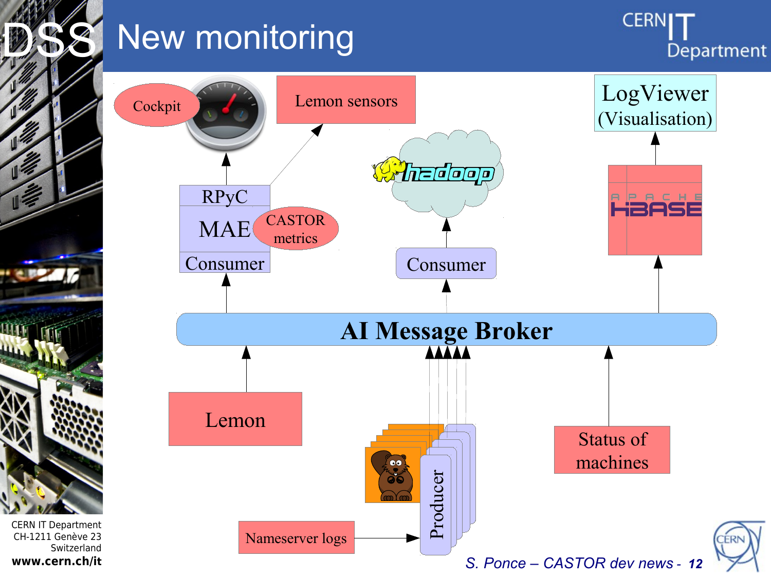# New monitoring

Cockpit

Lemon sensors

LogViewer (Visualisation)

RPyC

MAE

CASTOR metrics

Consumer

hadoop

Consumer

APACHE HBASE

AI Message Broker

Lemon

Producer

Status of machines

Nameserver logs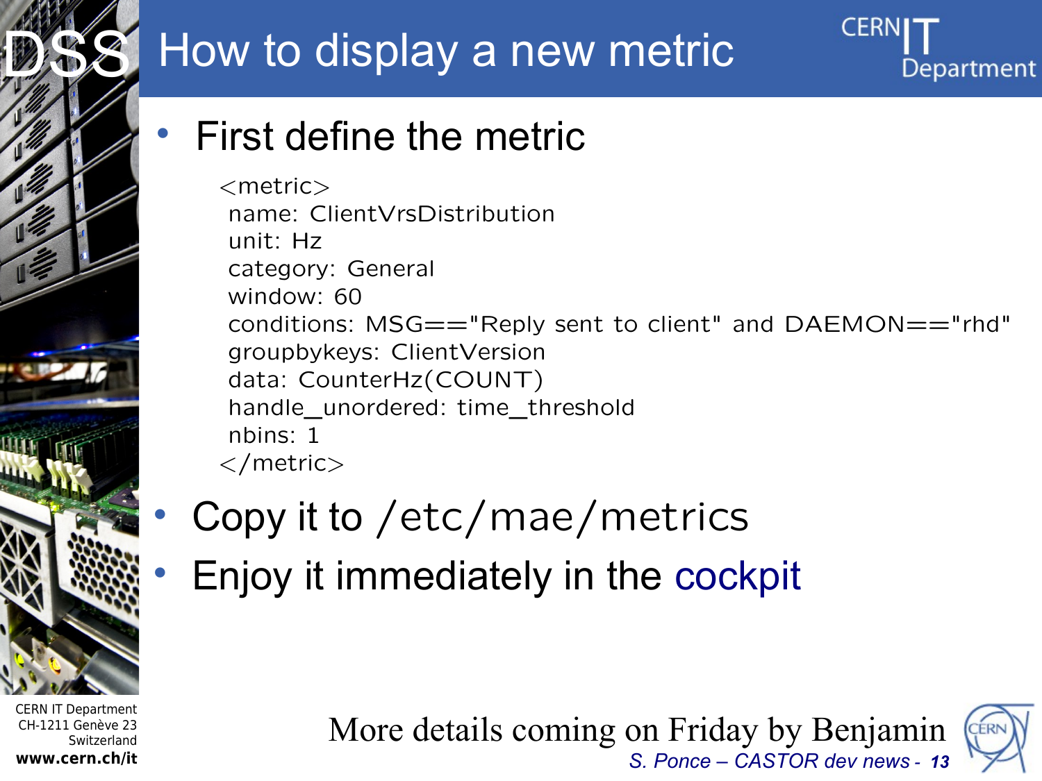# How to display a new metric

- First define the metric

```
<metric>
 name: ClientVrsDistribution
 unit: Hz
 category: General
 window: 60
 conditions: MSG=="Reply sent to client" and DAEMON=="rhd"
 groupbykeys: ClientVersion
 data: CounterHz(COUNT)
 handle_unordered: time_threshold
 nbins: 1
</metric>
```

- Copy it to /etc/mae/metrics
- Enjoy it immediately in the cockpit

More details coming on Friday by Benjamin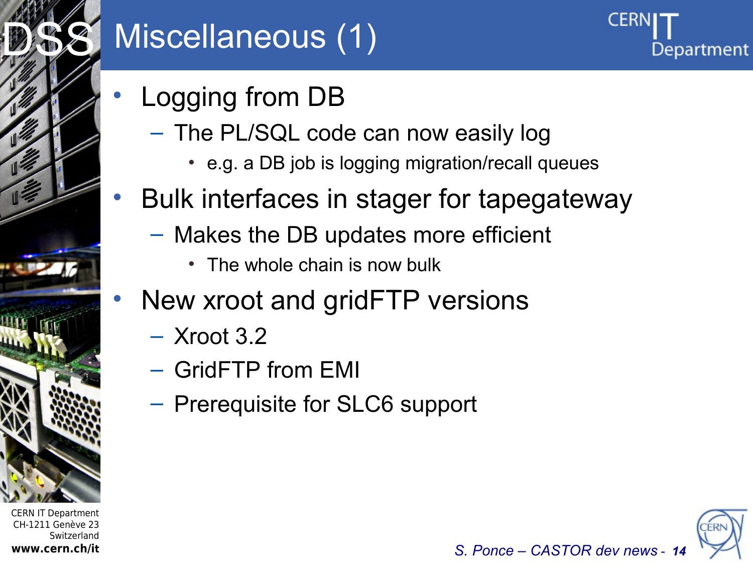# Miscellaneous (1)

- Logging from DB
  - The PL/SQL code can now easily log
    - e.g. a DB job is logging migration/recall queues
- Bulk interfaces in stager for tapegateway
  - Makes the DB updates more efficient
    - The whole chain is now bulk
- New xroot and gridFTP versions
  - Xroot 3.2
  - GridFTP from EMI
  - Prerequisite for SLC6 support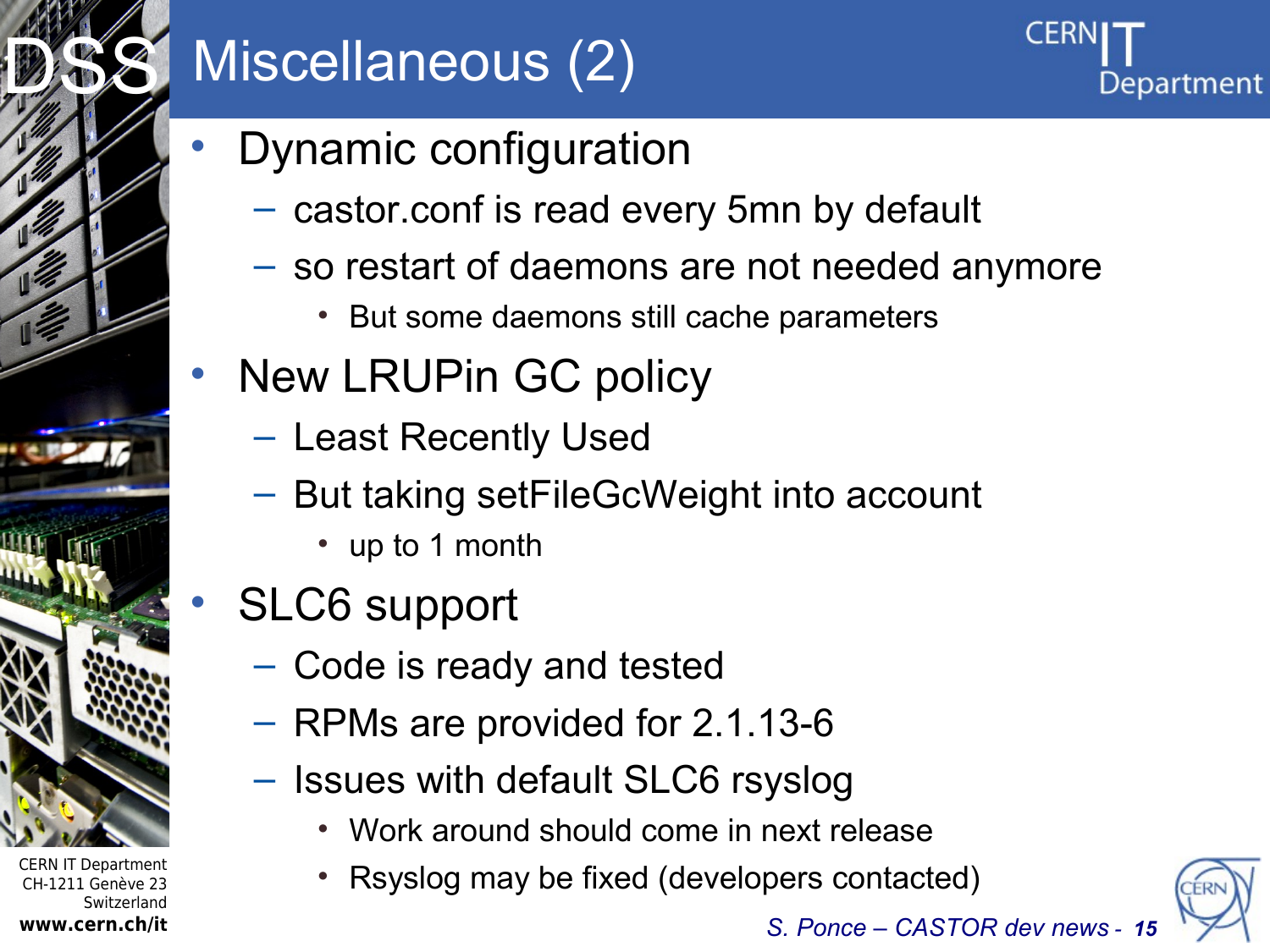# Miscellaneous (2)

- Dynamic configuration
  - castor.conf is read every 5mn by default
  - so restart of daemons are not needed anymore
    - But some daemons still cache parameters
- New LRUPin GC policy
  - Least Recently Used
  - But taking setFileGcWeight into account
    - up to 1 month
- SLC6 support
  - Code is ready and tested
  - RPMs are provided for 2.1.13-6
  - Issues with default SLC6 rsyslog
    - Work around should come in next release
    - Rsyslog may be fixed (developers contacted)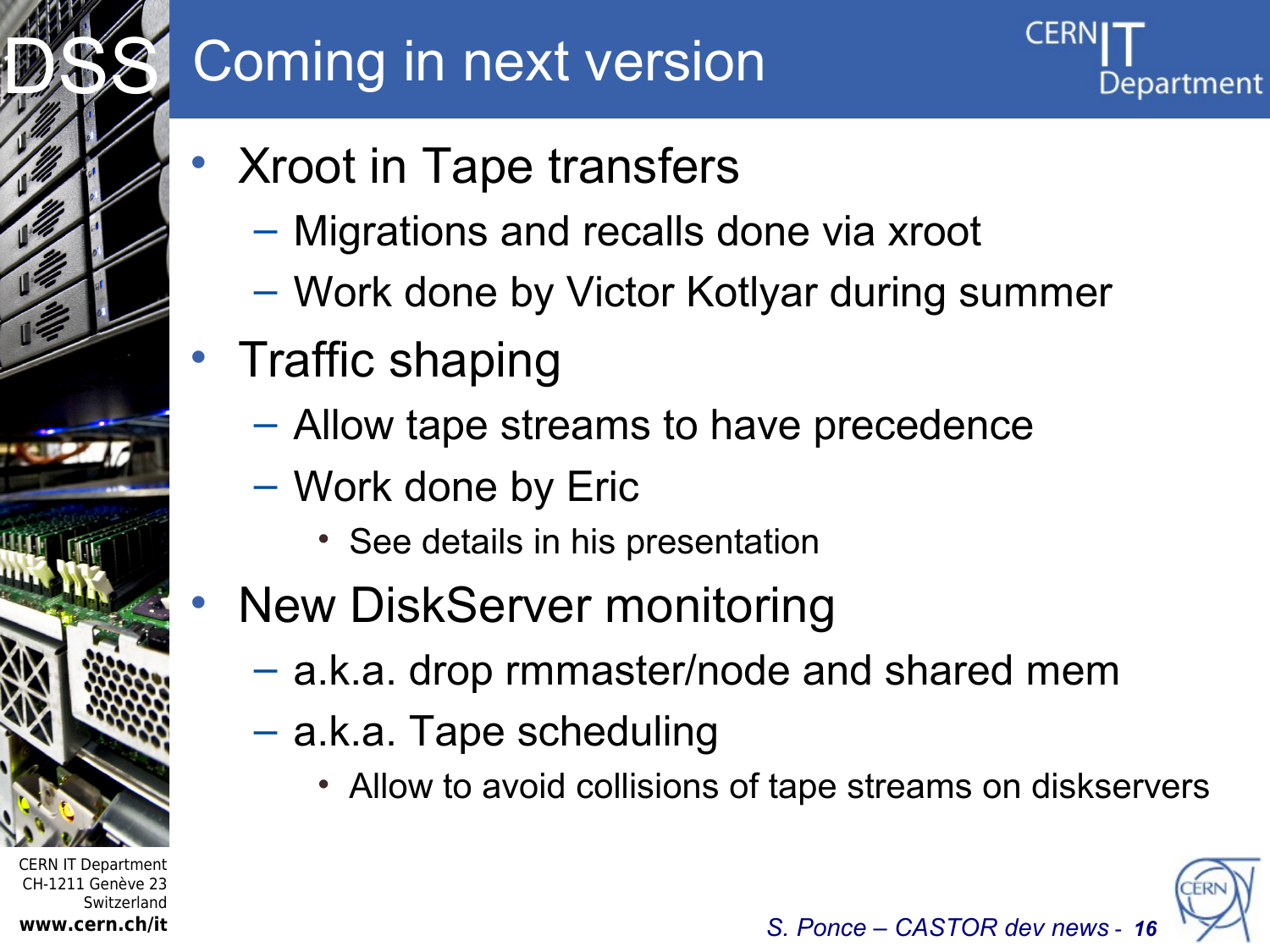# Coming in next version

- Xroot in Tape transfers
  - Migrations and recalls done via xroot
  - Work done by Victor Kotlyar during summer
- Traffic shaping
  - Allow tape streams to have precedence
  - Work done by Eric
    - See details in his presentation
- New DiskServer monitoring
  - a.k.a. drop rmmaster/node and shared mem
  - a.k.a. Tape scheduling
    - Allow to avoid collisions of tape streams on diskservers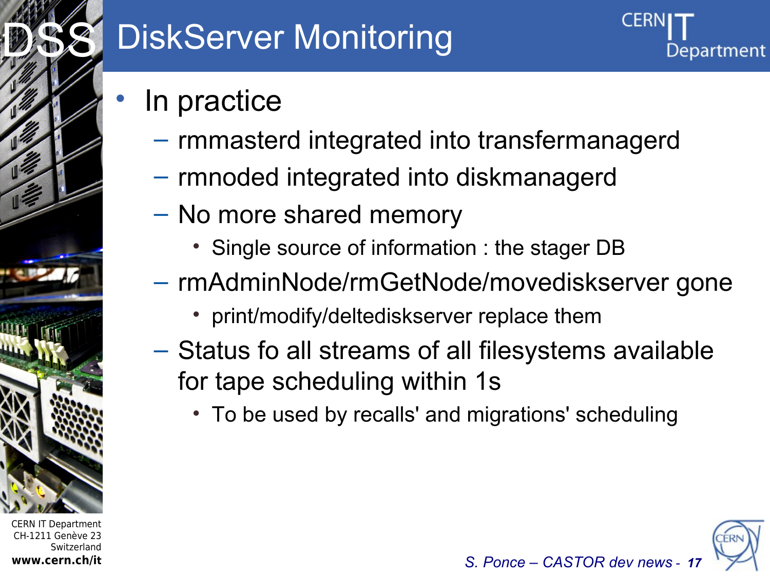# DiskServer Monitoring

- In practice
  - rmmasterd integrated into transfermanagerd
  - rmnoded integrated into diskmanagerd
  - No more shared memory
    - Single source of information : the stager DB
  - rmAdminNode/rmGetNode/movediskserver gone
    - print/modify/deltediskserver replace them
  - Status fo all streams of all filesystems available for tape scheduling within 1s
    - To be used by recalls' and migrations' scheduling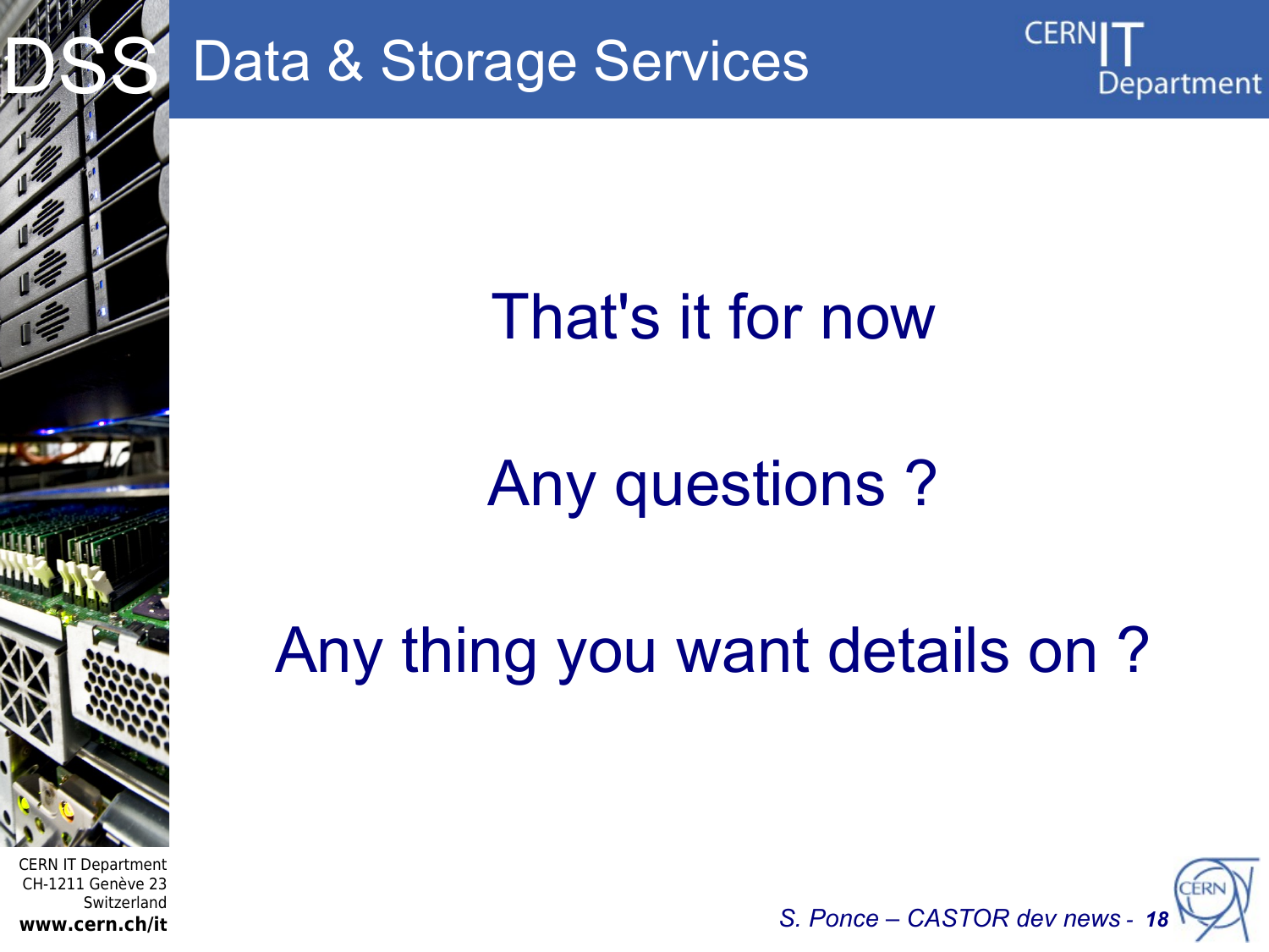That's it for now

Any questions ?

Any thing you want details on ?